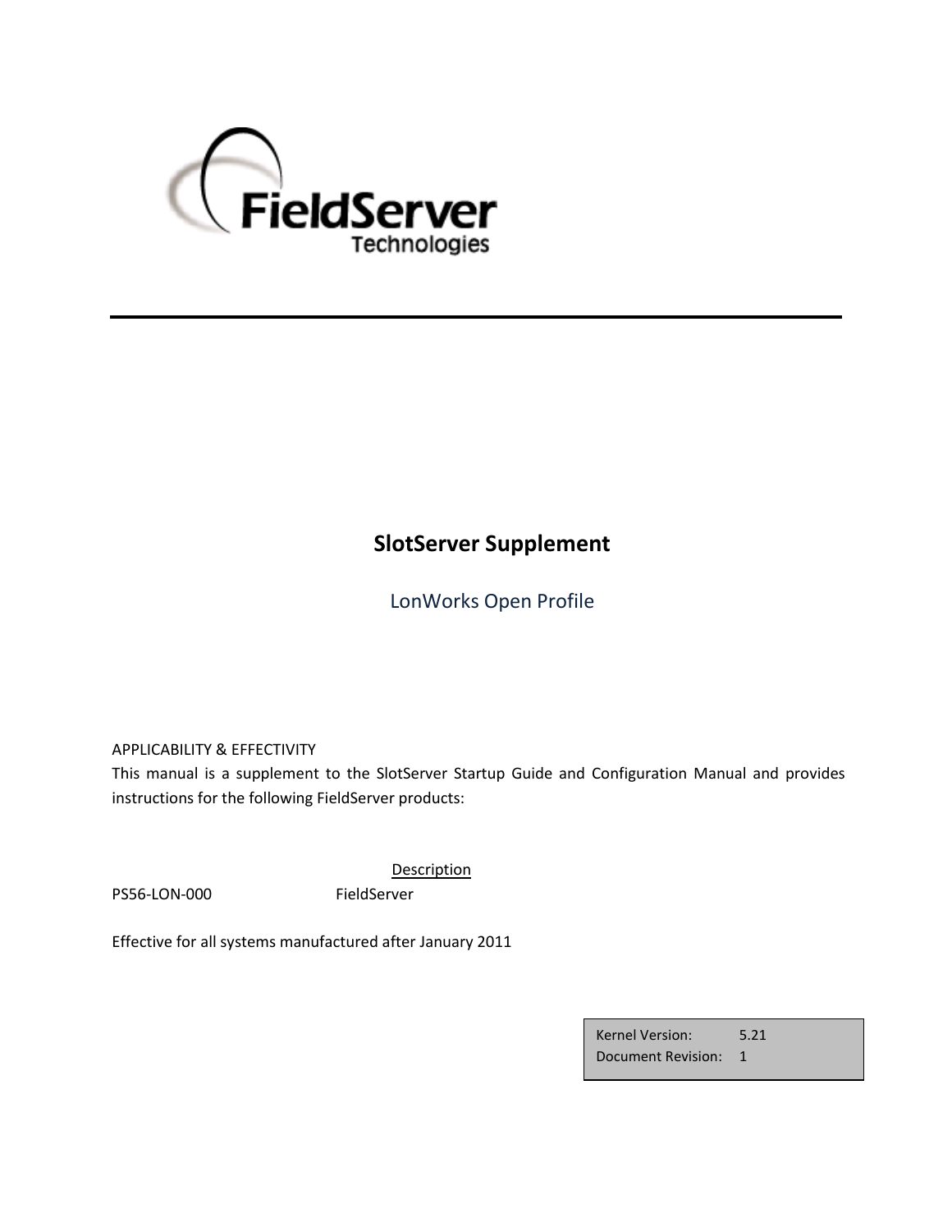FieldServer Technologies

# SlotServer Supplement

## LonWorks Open Profile

APPLICABILITY & EFFECTIVITY

This manual is a supplement to the SlotServer Startup Guide and Configuration Manual and provides instructions for the following FieldServer products:

| | Description |
|---|---|
| PS56-LON-000 | FieldServer |

Effective for all systems manufactured after January 2011

| | |
|---|---|
| Kernel Version: | 5.21 |
| Document Revision: | 1 |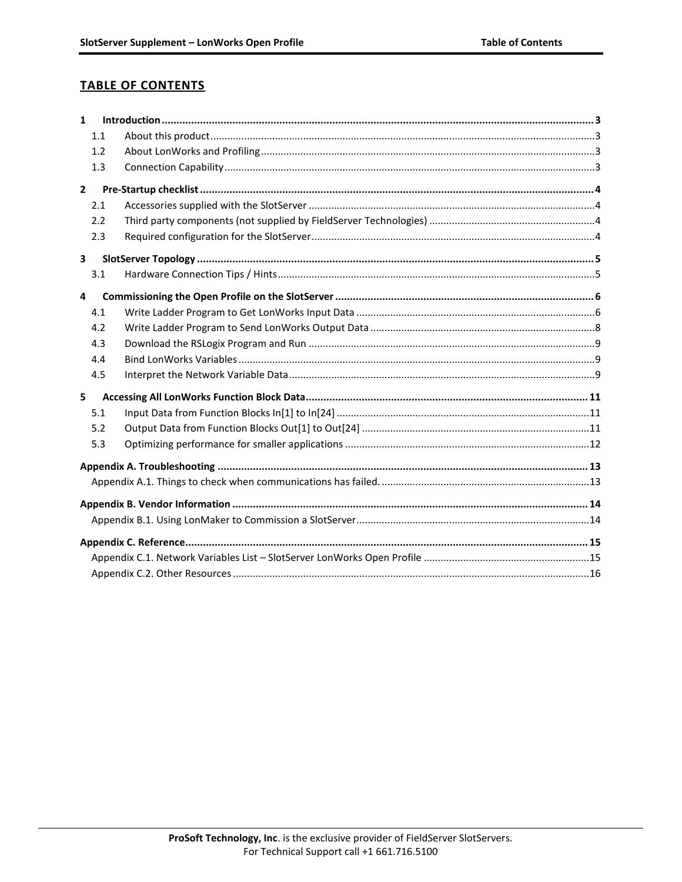## TABLE OF CONTENTS

**1 Introduction ........................................................................................................ 3**
- 1.1 About this product ........................................................................................ 3
- 1.2 About LonWorks and Profiling ...................................................................... 3
- 1.3 Connection Capability .................................................................................. 3

**2 Pre-Startup checklist ........................................................................................ 4**
- 2.1 Accessories supplied with the SlotServer ..................................................... 4
- 2.2 Third party components (not supplied by FieldServer Technologies) ........... 4
- 2.3 Required configuration for the SlotServer ..................................................... 4

**3 SlotServer Topology .......................................................................................... 5**
- 3.1 Hardware Connection Tips / Hints ................................................................. 5

**4 Commissioning the Open Profile on the SlotServer .......................................... 6**
- 4.1 Write Ladder Program to Get LonWorks Input Data ..................................... 6
- 4.2 Write Ladder Program to Send LonWorks Output Data ................................ 8
- 4.3 Download the RSLogix Program and Run ..................................................... 9
- 4.4 Bind LonWorks Variables .............................................................................. 9
- 4.5 Interpret the Network Variable Data ............................................................. 9

**5 Accessing All LonWorks Function Block Data ................................................. 11**
- 5.1 Input Data from Function Blocks In[1] to In[24] ........................................... 11
- 5.2 Output Data from Function Blocks Out[1] to Out[24] ................................... 11
- 5.3 Optimizing performance for smaller applications ........................................ 12

**Appendix A. Troubleshooting ............................................................................... 13**
- Appendix A.1. Things to check when communications has failed. ................... 13

**Appendix B. Vendor Information .......................................................................... 14**
- Appendix B.1. Using LonMaker to Commission a SlotServer ............................ 14

**Appendix C. Reference ......................................................................................... 15**
- Appendix C.1. Network Variables List – SlotServer LonWorks Open Profile ..... 15
- Appendix C.2. Other Resources ........................................................................ 16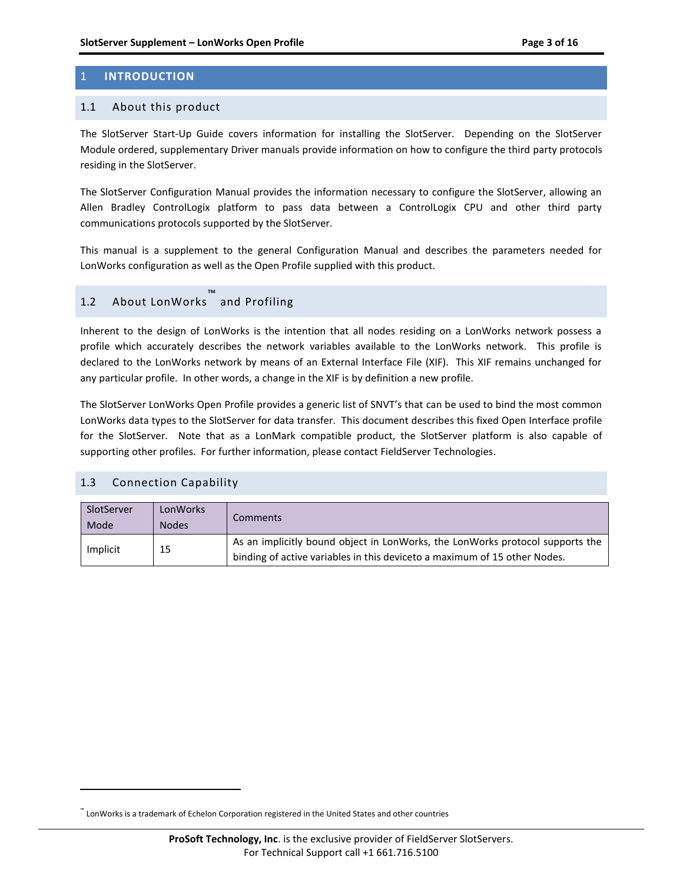# 1 INTRODUCTION

## 1.1 About this product

The SlotServer Start-Up Guide covers information for installing the SlotServer. Depending on the SlotServer Module ordered, supplementary Driver manuals provide information on how to configure the third party protocols residing in the SlotServer.

The SlotServer Configuration Manual provides the information necessary to configure the SlotServer, allowing an Allen Bradley ControlLogix platform to pass data between a ControlLogix CPU and other third party communications protocols supported by the SlotServer.

This manual is a supplement to the general Configuration Manual and describes the parameters needed for LonWorks configuration as well as the Open Profile supplied with this product.

## 1.2 About LonWorks™ and Profiling

Inherent to the design of LonWorks is the intention that all nodes residing on a LonWorks network possess a profile which accurately describes the network variables available to the LonWorks network. This profile is declared to the LonWorks network by means of an External Interface File (XIF). This XIF remains unchanged for any particular profile. In other words, a change in the XIF is by definition a new profile.

The SlotServer LonWorks Open Profile provides a generic list of SNVT's that can be used to bind the most common LonWorks data types to the SlotServer for data transfer. This document describes this fixed Open Interface profile for the SlotServer. Note that as a LonMark compatible product, the SlotServer platform is also capable of supporting other profiles. For further information, please contact FieldServer Technologies.

## 1.3 Connection Capability

| SlotServer Mode | LonWorks Nodes | Comments |
|---|---|---|
| Implicit | 15 | As an implicitly bound object in LonWorks, the LonWorks protocol supports the binding of active variables in this deviceto a maximum of 15 other Nodes. |

™ LonWorks is a trademark of Echelon Corporation registered in the United States and other countries

**ProSoft Technology, Inc**. is the exclusive provider of FieldServer SlotServers.
For Technical Support call +1 661.716.5100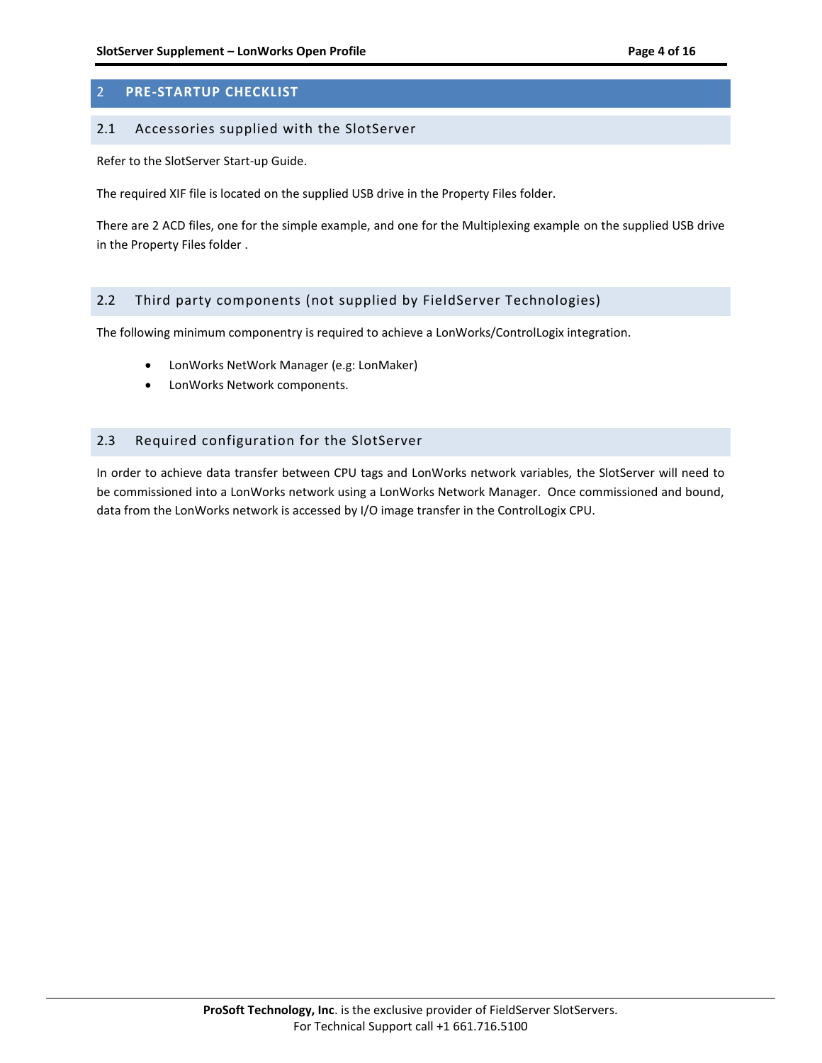# 2 PRE-STARTUP CHECKLIST

## 2.1 Accessories supplied with the SlotServer

Refer to the SlotServer Start-up Guide.

The required XIF file is located on the supplied USB drive in the Property Files folder.

There are 2 ACD files, one for the simple example, and one for the Multiplexing example on the supplied USB drive in the Property Files folder .

## 2.2 Third party components (not supplied by FieldServer Technologies)

The following minimum componentry is required to achieve a LonWorks/ControlLogix integration.

- LonWorks NetWork Manager (e.g: LonMaker)
- LonWorks Network components.

## 2.3 Required configuration for the SlotServer

In order to achieve data transfer between CPU tags and LonWorks network variables, the SlotServer will need to be commissioned into a LonWorks network using a LonWorks Network Manager. Once commissioned and bound, data from the LonWorks network is accessed by I/O image transfer in the ControlLogix CPU.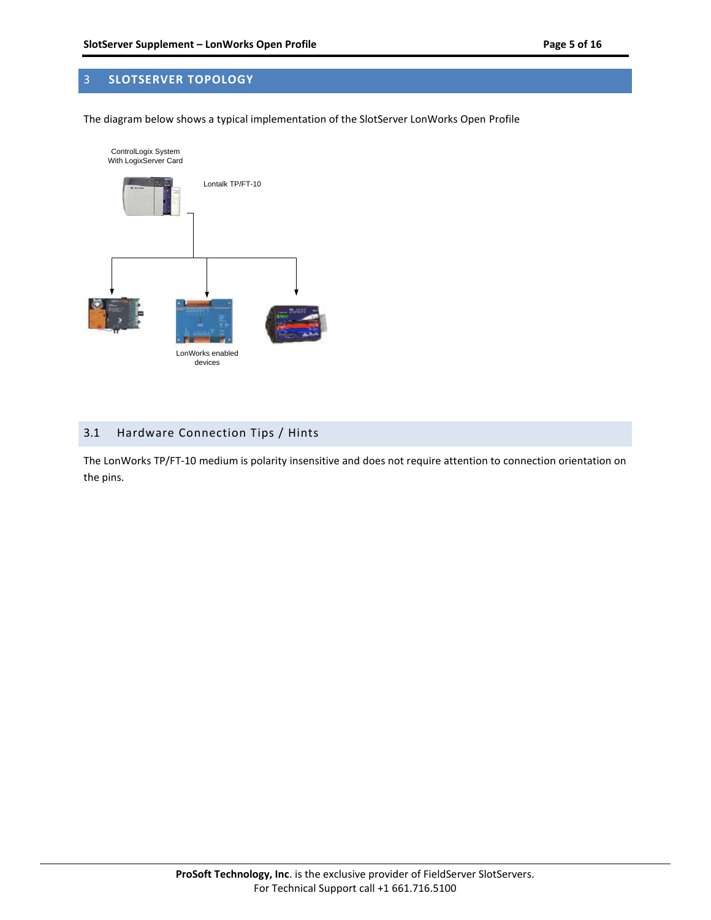# 3 SLOTSERVER TOPOLOGY

The diagram below shows a typical implementation of the SlotServer LonWorks Open Profile

ControlLogix System With LogixServer Card

Lontalk TP/FT-10

LonWorks enabled devices

## 3.1 Hardware Connection Tips / Hints

The LonWorks TP/FT-10 medium is polarity insensitive and does not require attention to connection orientation on the pins.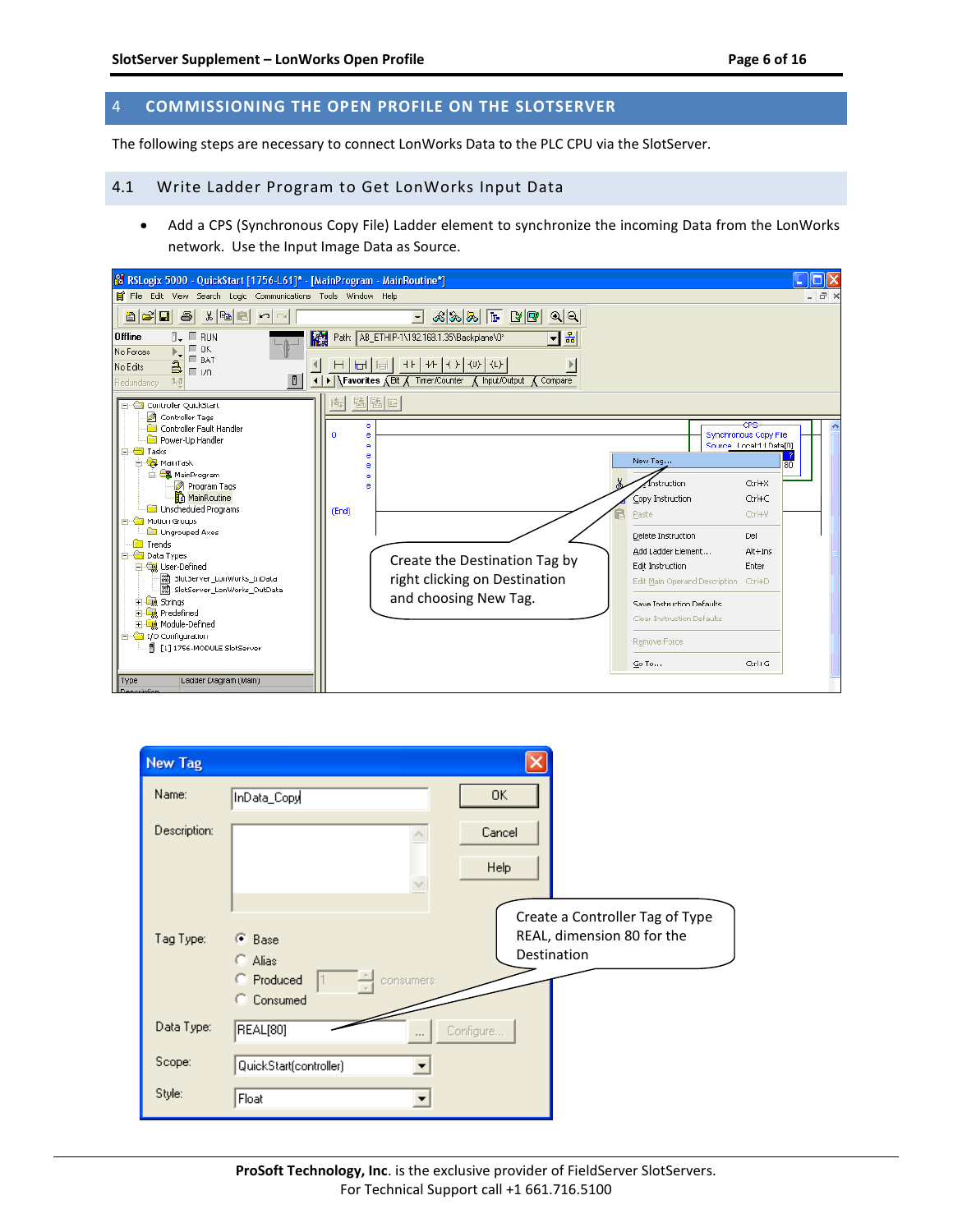# 4 COMMISSIONING THE OPEN PROFILE ON THE SLOTSERVER

The following steps are necessary to connect LonWorks Data to the PLC CPU via the SlotServer.

## 4.1 Write Ladder Program to Get LonWorks Input Data

- Add a CPS (Synchronous Copy File) Ladder element to synchronize the incoming Data from the LonWorks network. Use the Input Image Data as Source.

Create the Destination Tag by right clicking on Destination and choosing New Tag.

Create a Controller Tag of Type REAL, dimension 80 for the Destination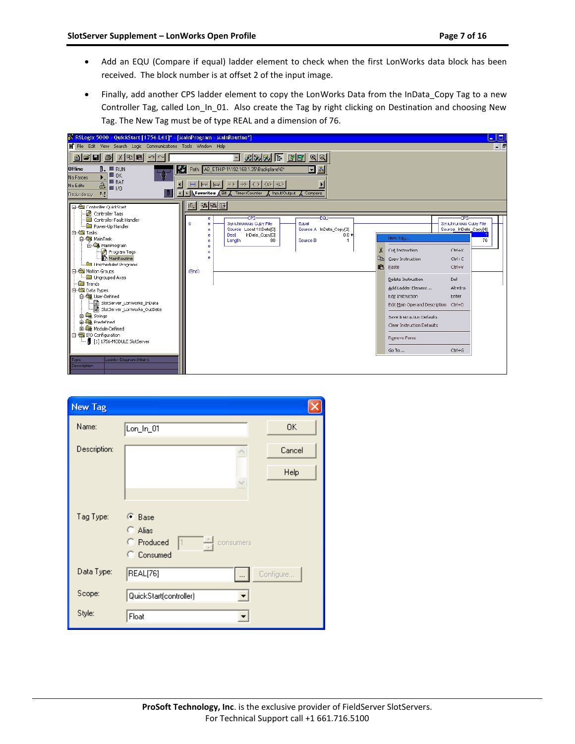- Add an EQU (Compare if equal) ladder element to check when the first LonWorks data block has been received. The block number is at offset 2 of the input image.

- Finally, add another CPS ladder element to copy the LonWorks Data from the InData_Copy Tag to a new Controller Tag, called Lon_In_01. Also create the Tag by right clicking on Destination and choosing New Tag. The New Tag must be of type REAL and a dimension of 76.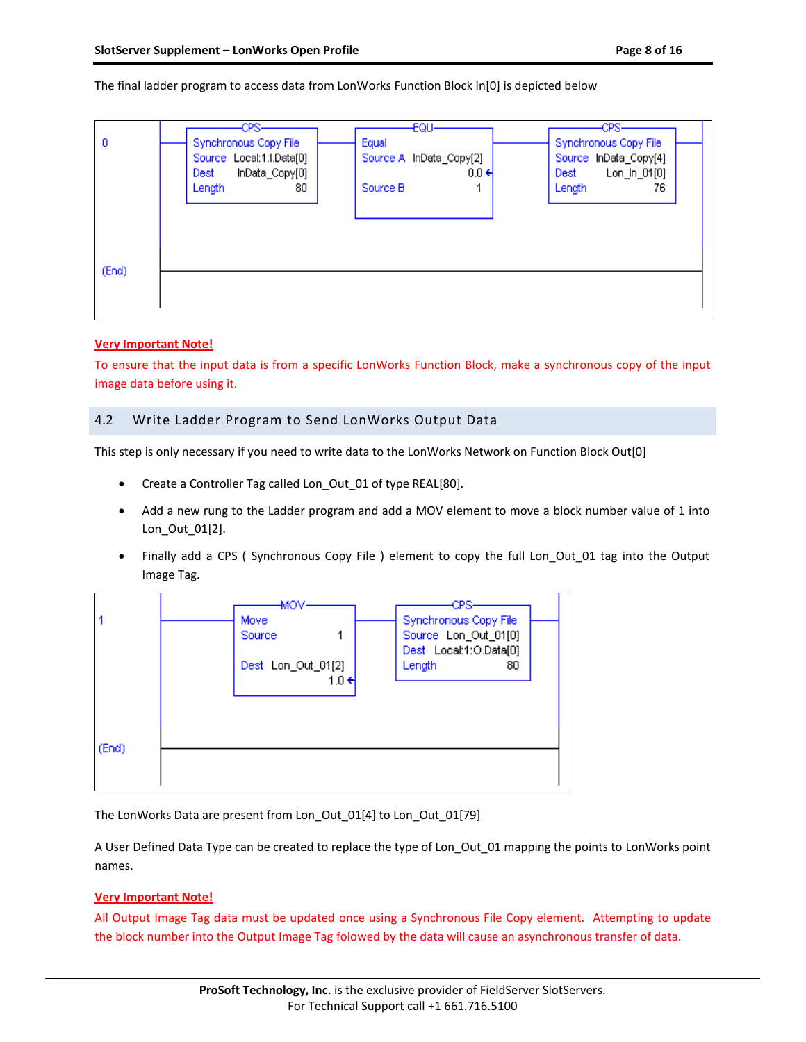The final ladder program to access data from LonWorks Function Block In[0] is depicted below

```
0     CPS                          EQU                      CPS
      Synchronous Copy File        Equal                    Synchronous Copy File
      Source  Local:1:I.Data[0]    Source A  InData_Copy[2] Source  InData_Copy[4]
      Dest    InData_Copy[0]                 0.0 ←          Dest    Lon_In_01[0]
      Length  80                   Source B  1              Length  76

(End)
```

**Very Important Note!**

To ensure that the input data is from a specific LonWorks Function Block, make a synchronous copy of the input image data before using it.

## 4.2 Write Ladder Program to Send LonWorks Output Data

This step is only necessary if you need to write data to the LonWorks Network on Function Block Out[0]

- Create a Controller Tag called Lon_Out_01 of type REAL[80].
- Add a new rung to the Ladder program and add a MOV element to move a block number value of 1 into Lon_Out_01[2].
- Finally add a CPS ( Synchronous Copy File ) element to copy the full Lon_Out_01 tag into the Output Image Tag.

```
1     MOV                       CPS
      Move                      Synchronous Copy File
      Source  1                 Source  Lon_Out_01[0]
                                Dest    Local:1:O.Data[0]
      Dest    Lon_Out_01[2]     Length  80
              1.0 ←

(End)
```

The LonWorks Data are present from Lon_Out_01[4] to Lon_Out_01[79]

A User Defined Data Type can be created to replace the type of Lon_Out_01 mapping the points to LonWorks point names.

**Very Important Note!**

All Output Image Tag data must be updated once using a Synchronous File Copy element. Attempting to update the block number into the Output Image Tag folowed by the data will cause an asynchronous transfer of data.

**ProSoft Technology, Inc**. is the exclusive provider of FieldServer SlotServers.
For Technical Support call +1 661.716.5100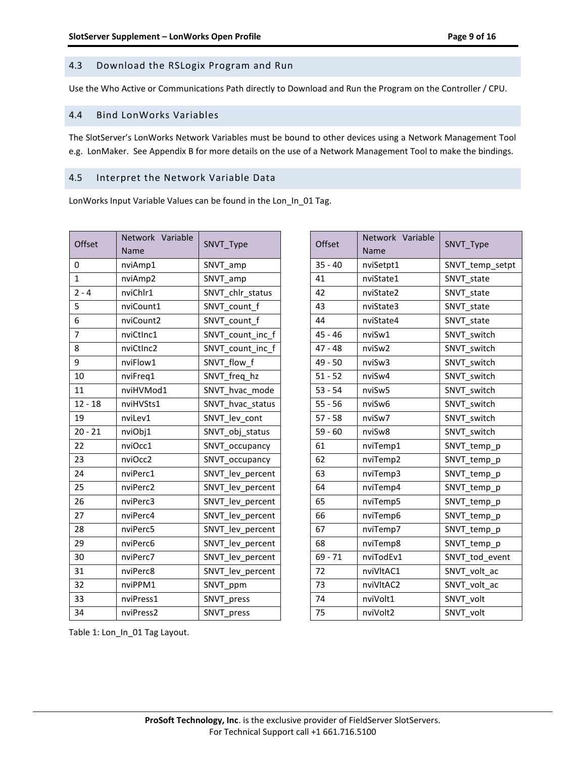## 4.3 Download the RSLogix Program and Run

Use the Who Active or Communications Path directly to Download and Run the Program on the Controller / CPU.

## 4.4 Bind LonWorks Variables

The SlotServer's LonWorks Network Variables must be bound to other devices using a Network Management Tool e.g. LonMaker. See Appendix B for more details on the use of a Network Management Tool to make the bindings.

## 4.5 Interpret the Network Variable Data

LonWorks Input Variable Values can be found in the Lon_In_01 Tag.

| Offset | Network Variable Name | SNVT_Type |
|---|---|---|
| 0 | nviAmp1 | SNVT_amp |
| 1 | nviAmp2 | SNVT_amp |
| 2 - 4 | nviChlr1 | SNVT_chlr_status |
| 5 | nviCount1 | SNVT_count_f |
| 6 | nviCount2 | SNVT_count_f |
| 7 | nviCtInc1 | SNVT_count_inc_f |
| 8 | nviCtInc2 | SNVT_count_inc_f |
| 9 | nviFlow1 | SNVT_flow_f |
| 10 | nviFreq1 | SNVT_freq_hz |
| 11 | nviHVMod1 | SNVT_hvac_mode |
| 12 - 18 | nviHVSts1 | SNVT_hvac_status |
| 19 | nviLev1 | SNVT_lev_cont |
| 20 - 21 | nviObj1 | SNVT_obj_status |
| 22 | nviOcc1 | SNVT_occupancy |
| 23 | nviOcc2 | SNVT_occupancy |
| 24 | nviPerc1 | SNVT_lev_percent |
| 25 | nviPerc2 | SNVT_lev_percent |
| 26 | nviPerc3 | SNVT_lev_percent |
| 27 | nviPerc4 | SNVT_lev_percent |
| 28 | nviPerc5 | SNVT_lev_percent |
| 29 | nviPerc6 | SNVT_lev_percent |
| 30 | nviPerc7 | SNVT_lev_percent |
| 31 | nviPerc8 | SNVT_lev_percent |
| 32 | nviPPM1 | SNVT_ppm |
| 33 | nviPress1 | SNVT_press |
| 34 | nviPress2 | SNVT_press |
| 35 - 40 | nviSetpt1 | SNVT_temp_setpt |
| 41 | nviState1 | SNVT_state |
| 42 | nviState2 | SNVT_state |
| 43 | nviState3 | SNVT_state |
| 44 | nviState4 | SNVT_state |
| 45 - 46 | nviSw1 | SNVT_switch |
| 47 - 48 | nviSw2 | SNVT_switch |
| 49 - 50 | nviSw3 | SNVT_switch |
| 51 - 52 | nviSw4 | SNVT_switch |
| 53 - 54 | nviSw5 | SNVT_switch |
| 55 - 56 | nviSw6 | SNVT_switch |
| 57 - 58 | nviSw7 | SNVT_switch |
| 59 - 60 | nviSw8 | SNVT_switch |
| 61 | nviTemp1 | SNVT_temp_p |
| 62 | nviTemp2 | SNVT_temp_p |
| 63 | nviTemp3 | SNVT_temp_p |
| 64 | nviTemp4 | SNVT_temp_p |
| 65 | nviTemp5 | SNVT_temp_p |
| 66 | nviTemp6 | SNVT_temp_p |
| 67 | nviTemp7 | SNVT_temp_p |
| 68 | nviTemp8 | SNVT_temp_p |
| 69 - 71 | nviTodEv1 | SNVT_tod_event |
| 72 | nviVltAC1 | SNVT_volt_ac |
| 73 | nviVltAC2 | SNVT_volt_ac |
| 74 | nviVolt1 | SNVT_volt |
| 75 | nviVolt2 | SNVT_volt |

Table 1: Lon_In_01 Tag Layout.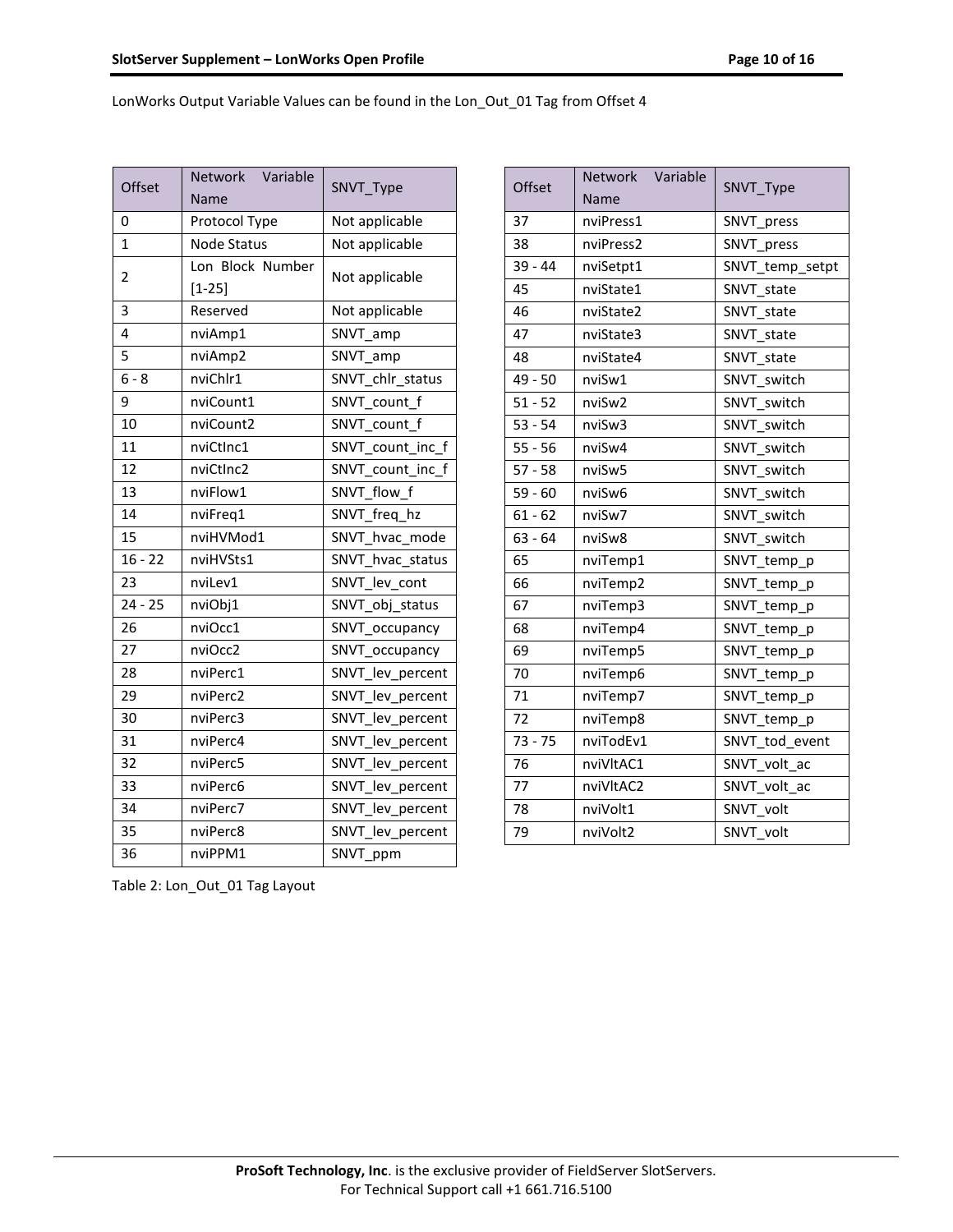LonWorks Output Variable Values can be found in the Lon_Out_01 Tag from Offset 4

| Offset | Network Variable Name | SNVT_Type |
|---|---|---|
| 0 | Protocol Type | Not applicable |
| 1 | Node Status | Not applicable |
| 2 | Lon Block Number [1-25] | Not applicable |
| 3 | Reserved | Not applicable |
| 4 | nviAmp1 | SNVT_amp |
| 5 | nviAmp2 | SNVT_amp |
| 6 - 8 | nviChlr1 | SNVT_chlr_status |
| 9 | nviCount1 | SNVT_count_f |
| 10 | nviCount2 | SNVT_count_f |
| 11 | nviCtInc1 | SNVT_count_inc_f |
| 12 | nviCtInc2 | SNVT_count_inc_f |
| 13 | nviFlow1 | SNVT_flow_f |
| 14 | nviFreq1 | SNVT_freq_hz |
| 15 | nviHVMod1 | SNVT_hvac_mode |
| 16 - 22 | nviHVSts1 | SNVT_hvac_status |
| 23 | nviLev1 | SNVT_lev_cont |
| 24 - 25 | nviObj1 | SNVT_obj_status |
| 26 | nviOcc1 | SNVT_occupancy |
| 27 | nviOcc2 | SNVT_occupancy |
| 28 | nviPerc1 | SNVT_lev_percent |
| 29 | nviPerc2 | SNVT_lev_percent |
| 30 | nviPerc3 | SNVT_lev_percent |
| 31 | nviPerc4 | SNVT_lev_percent |
| 32 | nviPerc5 | SNVT_lev_percent |
| 33 | nviPerc6 | SNVT_lev_percent |
| 34 | nviPerc7 | SNVT_lev_percent |
| 35 | nviPerc8 | SNVT_lev_percent |
| 36 | nviPPM1 | SNVT_ppm |
| 37 | nviPress1 | SNVT_press |
| 38 | nviPress2 | SNVT_press |
| 39 - 44 | nviSetpt1 | SNVT_temp_setpt |
| 45 | nviState1 | SNVT_state |
| 46 | nviState2 | SNVT_state |
| 47 | nviState3 | SNVT_state |
| 48 | nviState4 | SNVT_state |
| 49 - 50 | nviSw1 | SNVT_switch |
| 51 - 52 | nviSw2 | SNVT_switch |
| 53 - 54 | nviSw3 | SNVT_switch |
| 55 - 56 | nviSw4 | SNVT_switch |
| 57 - 58 | nviSw5 | SNVT_switch |
| 59 - 60 | nviSw6 | SNVT_switch |
| 61 - 62 | nviSw7 | SNVT_switch |
| 63 - 64 | nviSw8 | SNVT_switch |
| 65 | nviTemp1 | SNVT_temp_p |
| 66 | nviTemp2 | SNVT_temp_p |
| 67 | nviTemp3 | SNVT_temp_p |
| 68 | nviTemp4 | SNVT_temp_p |
| 69 | nviTemp5 | SNVT_temp_p |
| 70 | nviTemp6 | SNVT_temp_p |
| 71 | nviTemp7 | SNVT_temp_p |
| 72 | nviTemp8 | SNVT_temp_p |
| 73 - 75 | nviTodEv1 | SNVT_tod_event |
| 76 | nviVltAC1 | SNVT_volt_ac |
| 77 | nviVltAC2 | SNVT_volt_ac |
| 78 | nviVolt1 | SNVT_volt |
| 79 | nviVolt2 | SNVT_volt |

Table 2: Lon_Out_01 Tag Layout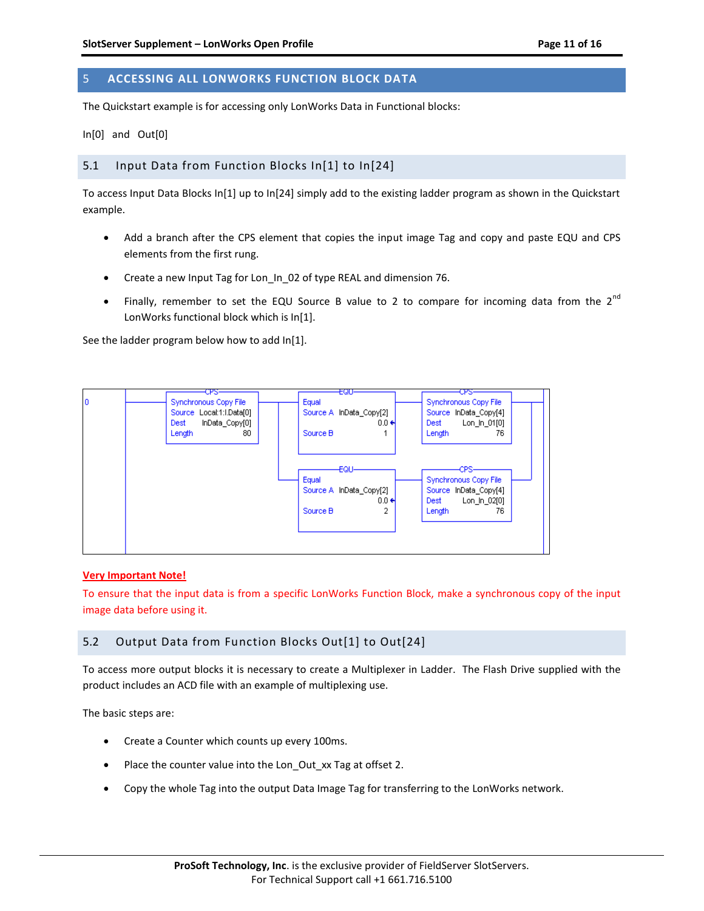## 5 ACCESSING ALL LONWORKS FUNCTION BLOCK DATA

The Quickstart example is for accessing only LonWorks Data in Functional blocks:

In[0] and Out[0]

### 5.1 Input Data from Function Blocks In[1] to In[24]

To access Input Data Blocks In[1] up to In[24] simply add to the existing ladder program as shown in the Quickstart example.

- Add a branch after the CPS element that copies the input image Tag and copy and paste EQU and CPS elements from the first rung.
- Create a new Input Tag for Lon_In_02 of type REAL and dimension 76.
- Finally, remember to set the EQU Source B value to 2 to compare for incoming data from the 2nd LonWorks functional block which is In[1].

See the ladder program below how to add In[1].

```
0  | CPS                          | EQU                      | CPS
   | Synchronous Copy File        | Equal                    | Synchronous Copy File
   | Source  Local:1:I.Data[0]    | Source A  InData_Copy[2] | Source  InData_Copy[4]
   | Dest    InData_Copy[0]       |                 0.0      | Dest    Lon_In_01[0]
   | Length              80       | Source B          1      | Length              76
   |                              |
   |                              | EQU                      | CPS
   |                              | Equal                    | Synchronous Copy File
   |                              | Source A  InData_Copy[2] | Source  InData_Copy[4]
   |                              |                 0.0      | Dest    Lon_In_02[0]
   |                              | Source B          2      | Length              76
```

**Very Important Note!**
To ensure that the input data is from a specific LonWorks Function Block, make a synchronous copy of the input image data before using it.

### 5.2 Output Data from Function Blocks Out[1] to Out[24]

To access more output blocks it is necessary to create a Multiplexer in Ladder. The Flash Drive supplied with the product includes an ACD file with an example of multiplexing use.

The basic steps are:

- Create a Counter which counts up every 100ms.
- Place the counter value into the Lon_Out_xx Tag at offset 2.
- Copy the whole Tag into the output Data Image Tag for transferring to the LonWorks network.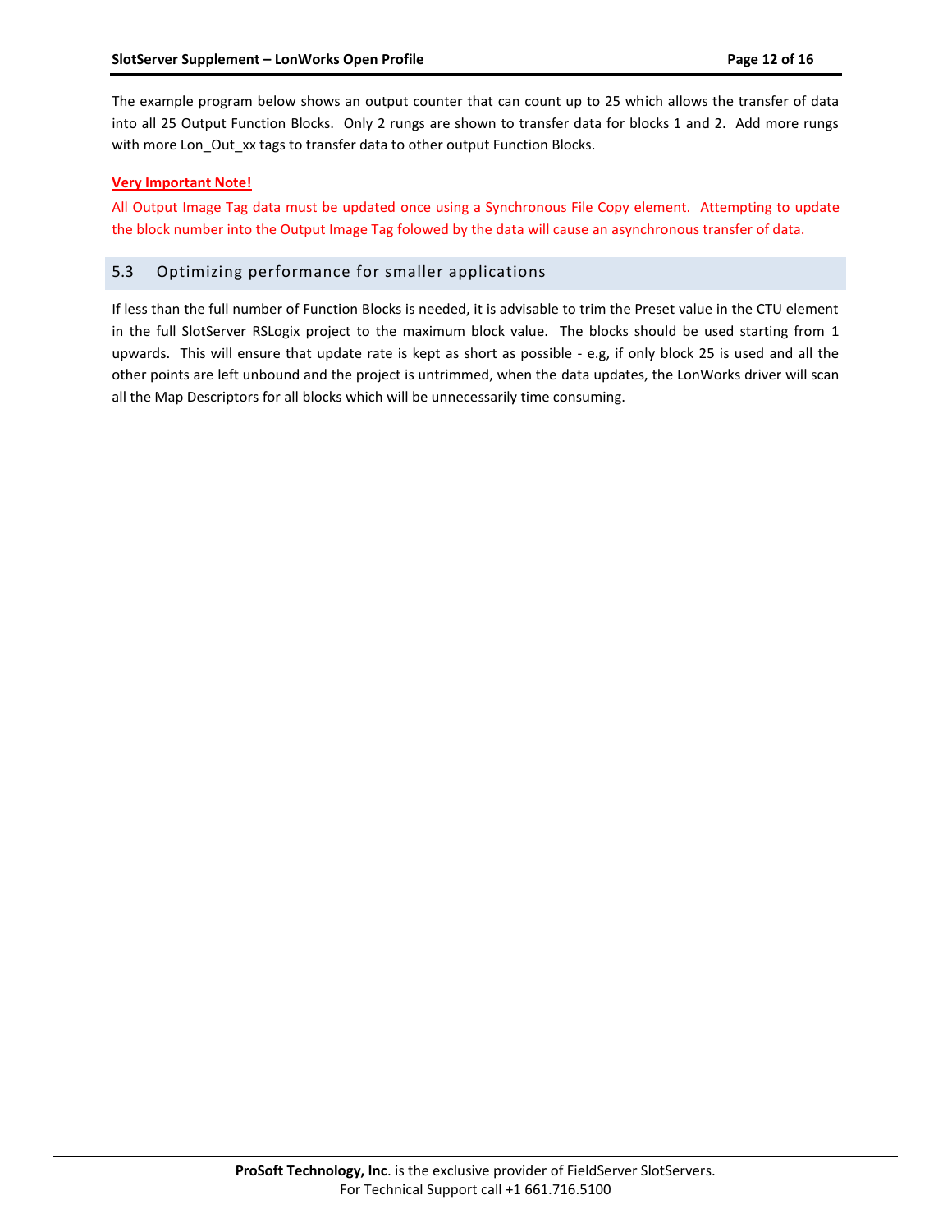The example program below shows an output counter that can count up to 25 which allows the transfer of data into all 25 Output Function Blocks. Only 2 rungs are shown to transfer data for blocks 1 and 2. Add more rungs with more Lon_Out_xx tags to transfer data to other output Function Blocks.

**Very Important Note!**

All Output Image Tag data must be updated once using a Synchronous File Copy element. Attempting to update the block number into the Output Image Tag folowed by the data will cause an asynchronous transfer of data.

## 5.3 Optimizing performance for smaller applications

If less than the full number of Function Blocks is needed, it is advisable to trim the Preset value in the CTU element in the full SlotServer RSLogix project to the maximum block value. The blocks should be used starting from 1 upwards. This will ensure that update rate is kept as short as possible - e.g, if only block 25 is used and all the other points are left unbound and the project is untrimmed, when the data updates, the LonWorks driver will scan all the Map Descriptors for all blocks which will be unnecessarily time consuming.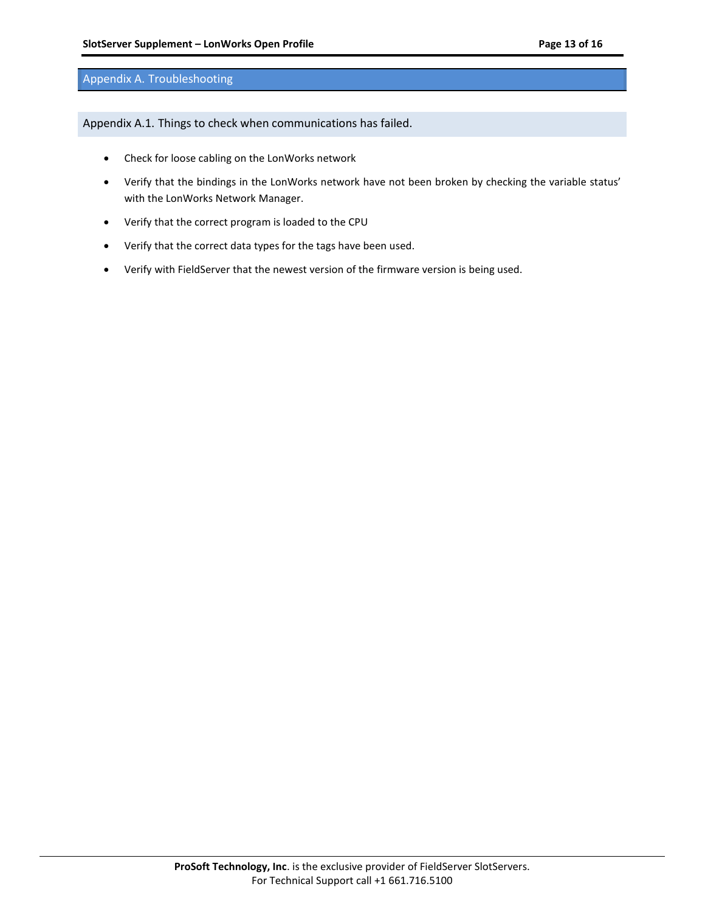# Appendix A. Troubleshooting

## Appendix A.1. Things to check when communications has failed.

- Check for loose cabling on the LonWorks network
- Verify that the bindings in the LonWorks network have not been broken by checking the variable status' with the LonWorks Network Manager.
- Verify that the correct program is loaded to the CPU
- Verify that the correct data types for the tags have been used.
- Verify with FieldServer that the newest version of the firmware version is being used.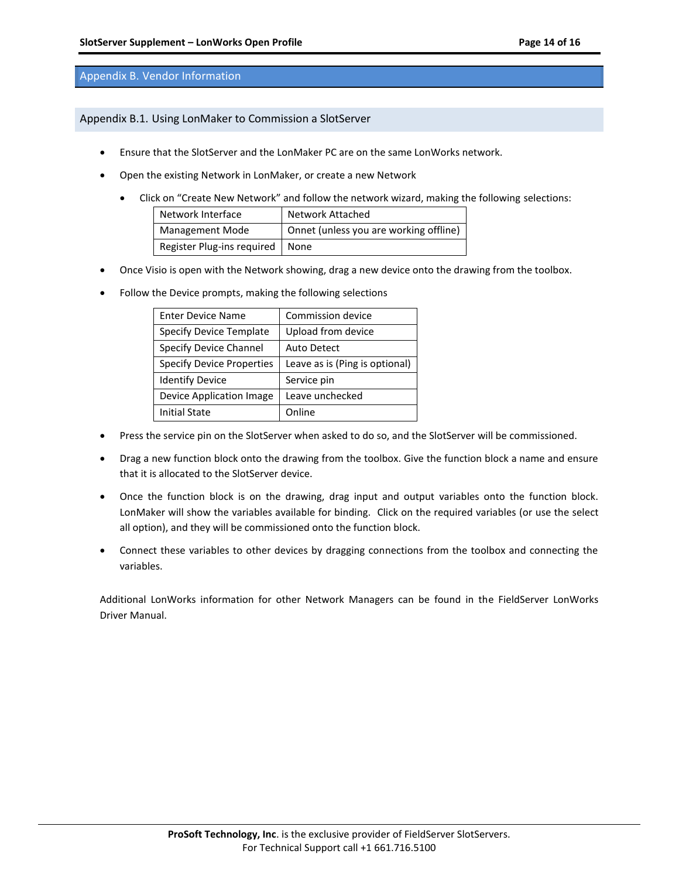## Appendix B. Vendor Information

### Appendix B.1. Using LonMaker to Commission a SlotServer

- Ensure that the SlotServer and the LonMaker PC are on the same LonWorks network.
- Open the existing Network in LonMaker, or create a new Network
  - Click on "Create New Network" and follow the network wizard, making the following selections:

| Network Interface | Network Attached |
|---|---|
| Management Mode | Onnet (unless you are working offline) |
| Register Plug-ins required | None |

- Once Visio is open with the Network showing, drag a new device onto the drawing from the toolbox.
- Follow the Device prompts, making the following selections

| Enter Device Name | Commission device |
|---|---|
| Specify Device Template | Upload from device |
| Specify Device Channel | Auto Detect |
| Specify Device Properties | Leave as is (Ping is optional) |
| Identify Device | Service pin |
| Device Application Image | Leave unchecked |
| Initial State | Online |

- Press the service pin on the SlotServer when asked to do so, and the SlotServer will be commissioned.
- Drag a new function block onto the drawing from the toolbox. Give the function block a name and ensure that it is allocated to the SlotServer device.
- Once the function block is on the drawing, drag input and output variables onto the function block. LonMaker will show the variables available for binding. Click on the required variables (or use the select all option), and they will be commissioned onto the function block.
- Connect these variables to other devices by dragging connections from the toolbox and connecting the variables.

Additional LonWorks information for other Network Managers can be found in the FieldServer LonWorks Driver Manual.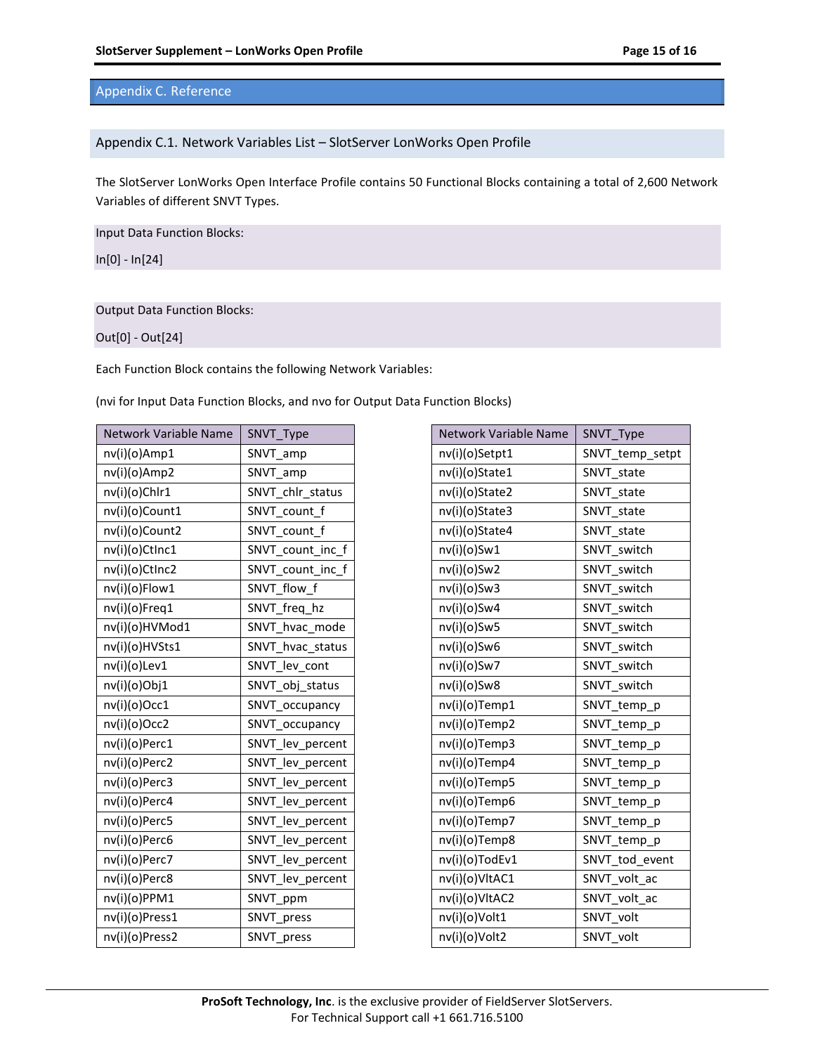# Appendix C. Reference

## Appendix C.1. Network Variables List – SlotServer LonWorks Open Profile

The SlotServer LonWorks Open Interface Profile contains 50 Functional Blocks containing a total of 2,600 Network Variables of different SNVT Types.

Input Data Function Blocks:

In[0] - In[24]

Output Data Function Blocks:

Out[0] - Out[24]

Each Function Block contains the following Network Variables:

(nvi for Input Data Function Blocks, and nvo for Output Data Function Blocks)

| Network Variable Name | SNVT_Type |
|---|---|
| nv(i)(o)Amp1 | SNVT_amp |
| nv(i)(o)Amp2 | SNVT_amp |
| nv(i)(o)Chlr1 | SNVT_chlr_status |
| nv(i)(o)Count1 | SNVT_count_f |
| nv(i)(o)Count2 | SNVT_count_f |
| nv(i)(o)CtInc1 | SNVT_count_inc_f |
| nv(i)(o)CtInc2 | SNVT_count_inc_f |
| nv(i)(o)Flow1 | SNVT_flow_f |
| nv(i)(o)Freq1 | SNVT_freq_hz |
| nv(i)(o)HVMod1 | SNVT_hvac_mode |
| nv(i)(o)HVSts1 | SNVT_hvac_status |
| nv(i)(o)Lev1 | SNVT_lev_cont |
| nv(i)(o)Obj1 | SNVT_obj_status |
| nv(i)(o)Occ1 | SNVT_occupancy |
| nv(i)(o)Occ2 | SNVT_occupancy |
| nv(i)(o)Perc1 | SNVT_lev_percent |
| nv(i)(o)Perc2 | SNVT_lev_percent |
| nv(i)(o)Perc3 | SNVT_lev_percent |
| nv(i)(o)Perc4 | SNVT_lev_percent |
| nv(i)(o)Perc5 | SNVT_lev_percent |
| nv(i)(o)Perc6 | SNVT_lev_percent |
| nv(i)(o)Perc7 | SNVT_lev_percent |
| nv(i)(o)Perc8 | SNVT_lev_percent |
| nv(i)(o)PPM1 | SNVT_ppm |
| nv(i)(o)Press1 | SNVT_press |
| nv(i)(o)Press2 | SNVT_press |

| Network Variable Name | SNVT_Type |
|---|---|
| nv(i)(o)Setpt1 | SNVT_temp_setpt |
| nv(i)(o)State1 | SNVT_state |
| nv(i)(o)State2 | SNVT_state |
| nv(i)(o)State3 | SNVT_state |
| nv(i)(o)State4 | SNVT_state |
| nv(i)(o)Sw1 | SNVT_switch |
| nv(i)(o)Sw2 | SNVT_switch |
| nv(i)(o)Sw3 | SNVT_switch |
| nv(i)(o)Sw4 | SNVT_switch |
| nv(i)(o)Sw5 | SNVT_switch |
| nv(i)(o)Sw6 | SNVT_switch |
| nv(i)(o)Sw7 | SNVT_switch |
| nv(i)(o)Sw8 | SNVT_switch |
| nv(i)(o)Temp1 | SNVT_temp_p |
| nv(i)(o)Temp2 | SNVT_temp_p |
| nv(i)(o)Temp3 | SNVT_temp_p |
| nv(i)(o)Temp4 | SNVT_temp_p |
| nv(i)(o)Temp5 | SNVT_temp_p |
| nv(i)(o)Temp6 | SNVT_temp_p |
| nv(i)(o)Temp7 | SNVT_temp_p |
| nv(i)(o)Temp8 | SNVT_temp_p |
| nv(i)(o)TodEv1 | SNVT_tod_event |
| nv(i)(o)VltAC1 | SNVT_volt_ac |
| nv(i)(o)VltAC2 | SNVT_volt_ac |
| nv(i)(o)Volt1 | SNVT_volt |
| nv(i)(o)Volt2 | SNVT_volt |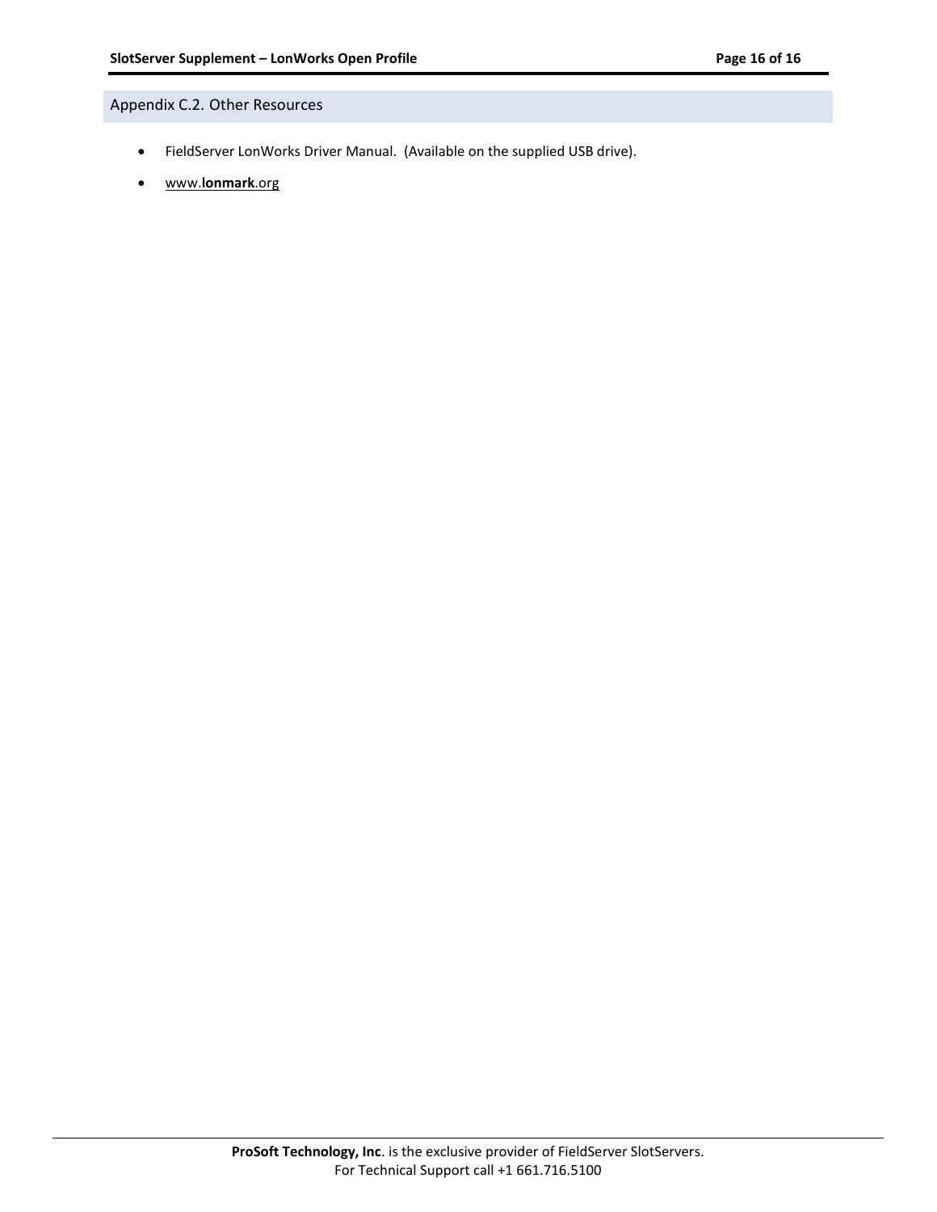## Appendix C.2. Other Resources

- FieldServer LonWorks Driver Manual. (Available on the supplied USB drive).
- www.**lonmark**.org

**ProSoft Technology, Inc**. is the exclusive provider of FieldServer SlotServers.
For Technical Support call +1 661.716.5100